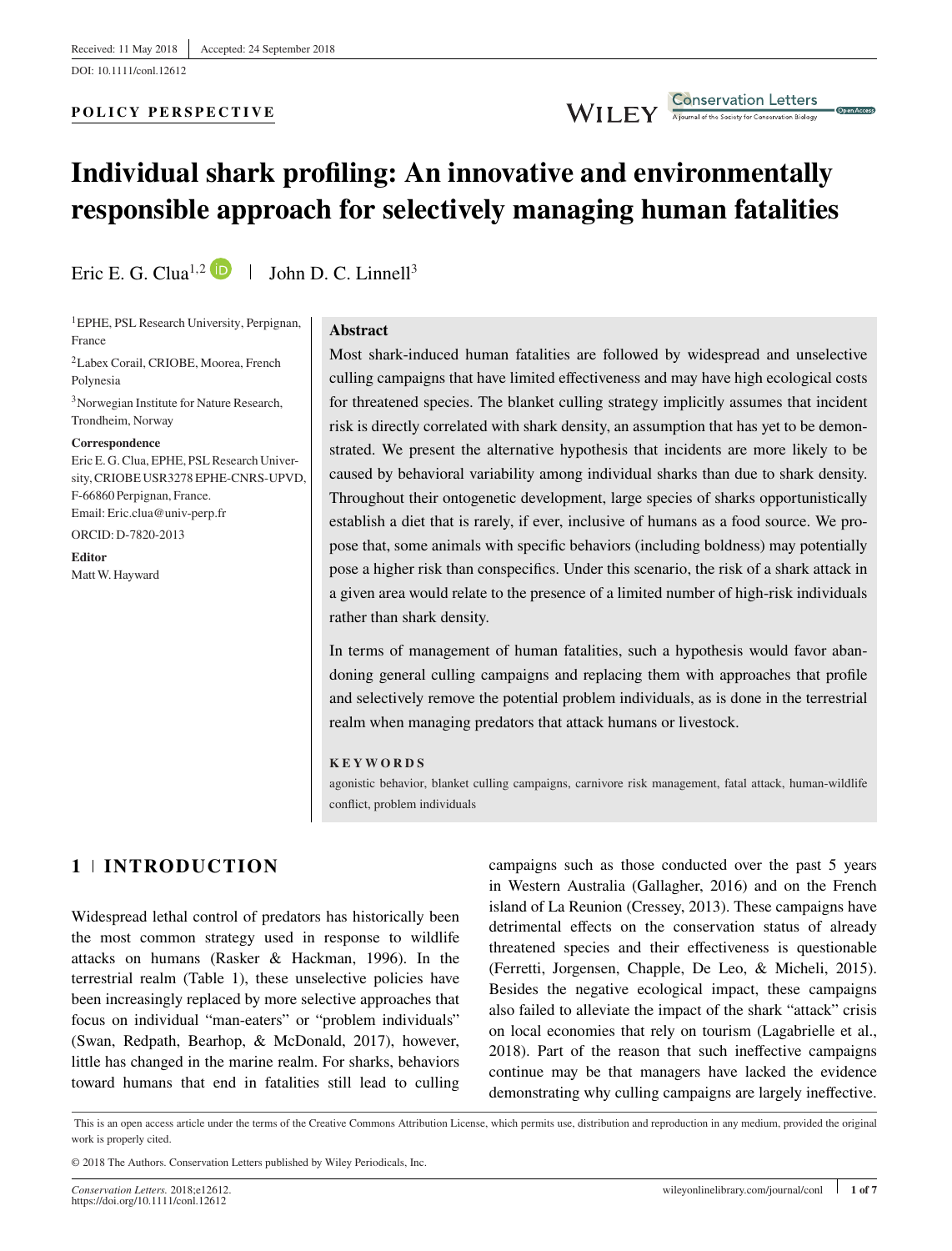Received: 11 May 2018 | Accepted: 24 September 2018

DOI: 10.1111/conl.12612

**POLICY PERSPECTIVE**

# Individual shark profiling: An innovative and environmentally responsible approach for selectively managing human fatalities

Eric E. G. Clua[1,2] | John D. C. Linnell[3]

[1]EPHE, PSL Research University, Perpignan, France

[2]Labex Corail, CRIOBE, Moorea, French Polynesia

[3]Norwegian Institute for Nature Research, Trondheim, Norway

**Correspondence**
Eric E. G. Clua, EPHE, PSL Research University, CRIOBE USR3278 EPHE-CNRS-UPVD, F-66860 Perpignan, France.
Email: Eric.clua@univ-perp.fr
ORCID: D-7820-2013

**Editor**
Matt W. Hayward

## Abstract

Most shark-induced human fatalities are followed by widespread and unselective culling campaigns that have limited effectiveness and may have high ecological costs for threatened species. The blanket culling strategy implicitly assumes that incident risk is directly correlated with shark density, an assumption that has yet to be demonstrated. We present the alternative hypothesis that incidents are more likely to be caused by behavioral variability among individual sharks than due to shark density. Throughout their ontogenetic development, large species of sharks opportunistically establish a diet that is rarely, if ever, inclusive of humans as a food source. We propose that, some animals with specific behaviors (including boldness) may potentially pose a higher risk than conspecifics. Under this scenario, the risk of a shark attack in a given area would relate to the presence of a limited number of high-risk individuals rather than shark density.

In terms of management of human fatalities, such a hypothesis would favor abandoning general culling campaigns and replacing them with approaches that profile and selectively remove the potential problem individuals, as is done in the terrestrial realm when managing predators that attack humans or livestock.

**KEYWORDS**

agonistic behavior, blanket culling campaigns, carnivore risk management, fatal attack, human-wildlife conflict, problem individuals

## 1 | INTRODUCTION

Widespread lethal control of predators has historically been the most common strategy used in response to wildlife attacks on humans (Rasker & Hackman, 1996). In the terrestrial realm (Table 1), these unselective policies have been increasingly replaced by more selective approaches that focus on individual "man-eaters" or "problem individuals" (Swan, Redpath, Bearhop, & McDonald, 2017), however, little has changed in the marine realm. For sharks, behaviors toward humans that end in fatalities still lead to culling campaigns such as those conducted over the past 5 years in Western Australia (Gallagher, 2016) and on the French island of La Reunion (Cressey, 2013). These campaigns have detrimental effects on the conservation status of already threatened species and their effectiveness is questionable (Ferretti, Jorgensen, Chapple, De Leo, & Micheli, 2015). Besides the negative ecological impact, these campaigns also failed to alleviate the impact of the shark "attack" crisis on local economies that rely on tourism (Lagabrielle et al., 2018). Part of the reason that such ineffective campaigns continue may be that managers have lacked the evidence demonstrating why culling campaigns are largely ineffective.

This is an open access article under the terms of the Creative Commons Attribution License, which permits use, distribution and reproduction in any medium, provided the original work is properly cited.

© 2018 The Authors. Conservation Letters published by Wiley Periodicals, Inc.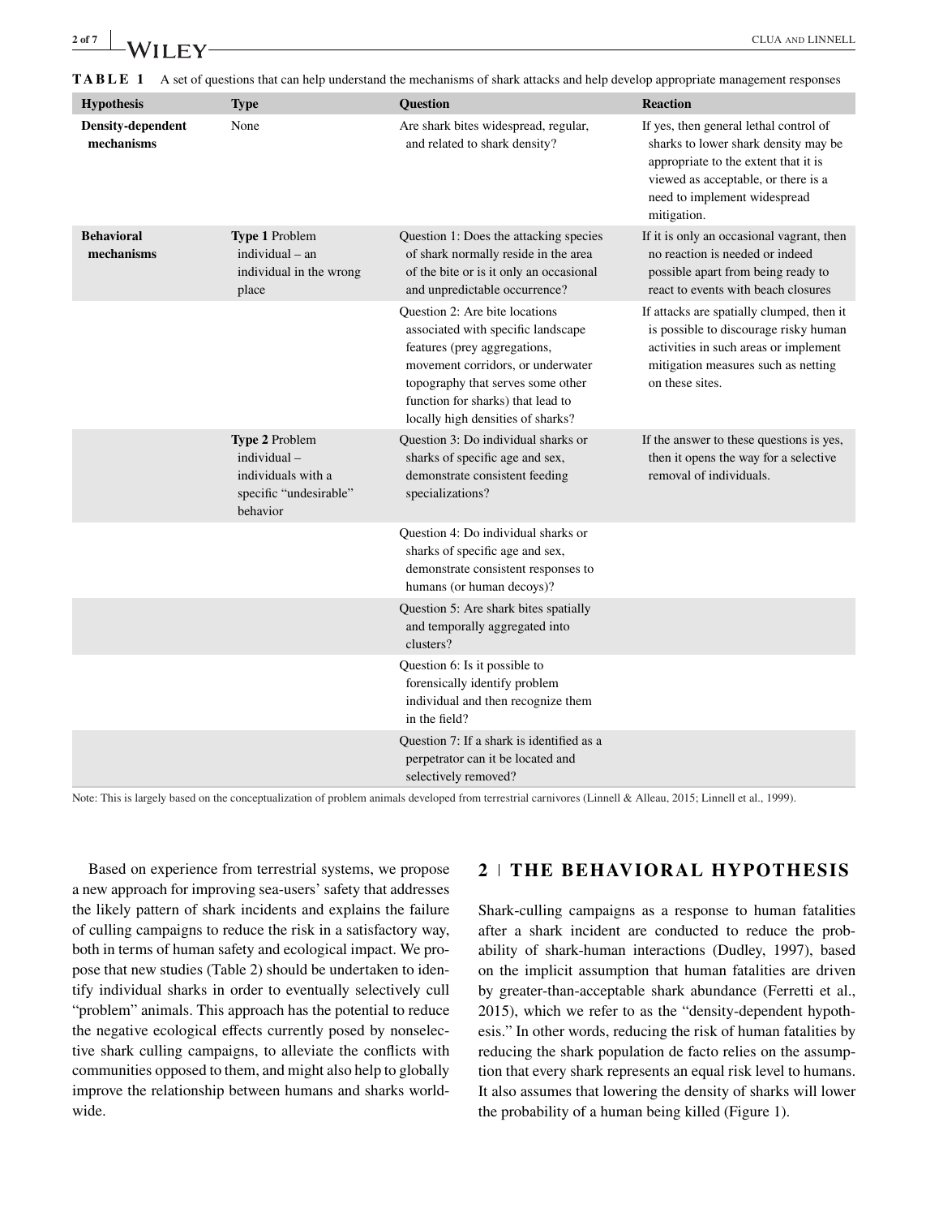**TABLE 1** A set of questions that can help understand the mechanisms of shark attacks and help develop appropriate management responses

| Hypothesis | Type | Question | Reaction |
|---|---|---|---|
| **Density-dependent mechanisms** | None | Are shark bites widespread, regular, and related to shark density? | If yes, then general lethal control of sharks to lower shark density may be appropriate to the extent that it is viewed as acceptable, or there is a need to implement widespread mitigation. |
| **Behavioral mechanisms** | **Type 1** Problem individual – an individual in the wrong place | Question 1: Does the attacking species of shark normally reside in the area of the bite or is it only an occasional and unpredictable occurrence? | If it is only an occasional vagrant, then no reaction is needed or indeed possible apart from being ready to react to events with beach closures |
| | | Question 2: Are bite locations associated with specific landscape features (prey aggregations, movement corridors, or underwater topography that serves some other function for sharks) that lead to locally high densities of sharks? | If attacks are spatially clumped, then it is possible to discourage risky human activities in such areas or implement mitigation measures such as netting on these sites. |
| | **Type 2** Problem individual – individuals with a specific "undesirable" behavior | Question 3: Do individual sharks or sharks of specific age and sex, demonstrate consistent feeding specializations? | If the answer to these questions is yes, then it opens the way for a selective removal of individuals. |
| | | Question 4: Do individual sharks or sharks of specific age and sex, demonstrate consistent responses to humans (or human decoys)? | |
| | | Question 5: Are shark bites spatially and temporally aggregated into clusters? | |
| | | Question 6: Is it possible to forensically identify problem individual and then recognize them in the field? | |
| | | Question 7: If a shark is identified as a perpetrator can it be located and selectively removed? | |

Note: This is largely based on the conceptualization of problem animals developed from terrestrial carnivores (Linnell & Alleau, 2015; Linnell et al., 1999).

Based on experience from terrestrial systems, we propose a new approach for improving sea-users' safety that addresses the likely pattern of shark incidents and explains the failure of culling campaigns to reduce the risk in a satisfactory way, both in terms of human safety and ecological impact. We propose that new studies (Table 2) should be undertaken to identify individual sharks in order to eventually selectively cull "problem" animals. This approach has the potential to reduce the negative ecological effects currently posed by nonselective shark culling campaigns, to alleviate the conflicts with communities opposed to them, and might also help to globally improve the relationship between humans and sharks worldwide.

## 2 | THE BEHAVIORAL HYPOTHESIS

Shark-culling campaigns as a response to human fatalities after a shark incident are conducted to reduce the probability of shark-human interactions (Dudley, 1997), based on the implicit assumption that human fatalities are driven by greater-than-acceptable shark abundance (Ferretti et al., 2015), which we refer to as the "density-dependent hypothesis." In other words, reducing the risk of human fatalities by reducing the shark population de facto relies on the assumption that every shark represents an equal risk level to humans. It also assumes that lowering the density of sharks will lower the probability of a human being killed (Figure 1).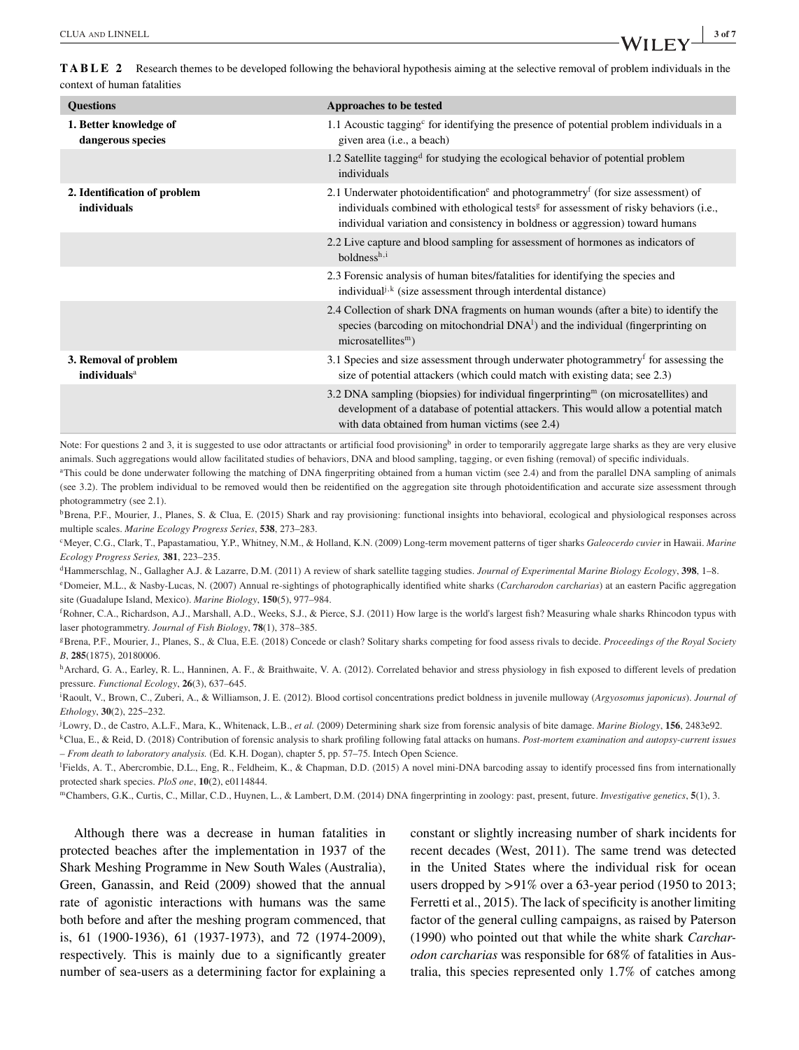**TABLE 2** Research themes to be developed following the behavioral hypothesis aiming at the selective removal of problem individuals in the context of human fatalities

| Questions | Approaches to be tested |
|---|---|
| **1. Better knowledge of dangerous species** | 1.1 Acoustic tagging[c] for identifying the presence of potential problem individuals in a given area (i.e., a beach) |
| | 1.2 Satellite tagging[d] for studying the ecological behavior of potential problem individuals |
| **2. Identification of problem individuals** | 2.1 Underwater photoidentification[e] and photogrammetry[f] (for size assessment) of individuals combined with ethological tests[g] for assessment of risky behaviors (i.e., individual variation and consistency in boldness or aggression) toward humans |
| | 2.2 Live capture and blood sampling for assessment of hormones as indicators of boldness[h,i] |
| | 2.3 Forensic analysis of human bites/fatalities for identifying the species and individual[j,k] (size assessment through interdental distance) |
| | 2.4 Collection of shark DNA fragments on human wounds (after a bite) to identify the species (barcoding on mitochondrial DNA[l]) and the individual (fingerprinting on microsatellites[m]) |
| **3. Removal of problem individuals**[a] | 3.1 Species and size assessment through underwater photogrammetry[f] for assessing the size of potential attackers (which could match with existing data; see 2.3) |
| | 3.2 DNA sampling (biopsies) for individual fingerprinting[m] (on microsatellites) and development of a database of potential attackers. This would allow a potential match with data obtained from human victims (see 2.4) |

Note: For questions 2 and 3, it is suggested to use odor attractants or artificial food provisioning[b] in order to temporarily aggregate large sharks as they are very elusive animals. Such aggregations would allow facilitated studies of behaviors, DNA and blood sampling, tagging, or even fishing (removal) of specific individuals.

[a]This could be done underwater following the matching of DNA fingerprinting obtained from a human victim (see 2.4) and from the parallel DNA sampling of animals (see 3.2). The problem individual to be removed would then be reidentified on the aggregation site through photoidentification and accurate size assessment through photogrammetry (see 2.1).

[b]Brena, P.F., Mourier, J., Planes, S. & Clua, E. (2015) Shark and ray provisioning: functional insights into behavioral, ecological and physiological responses across multiple scales. *Marine Ecology Progress Series*, **538**, 273–283.

[c]Meyer, C.G., Clark, T., Papastamatiou, Y.P., Whitney, N.M., & Holland, K.N. (2009) Long-term movement patterns of tiger sharks *Galeocerdo cuvier* in Hawaii. *Marine Ecology Progress Series,* **381**, 223–235.

[d]Hammerschlag, N., Gallagher A.J. & Lazarre, D.M. (2011) A review of shark satellite tagging studies. *Journal of Experimental Marine Biology Ecology*, **398**, 1–8.

[e]Domeier, M.L., & Nasby-Lucas, N. (2007) Annual re-sightings of photographically identified white sharks (*Carcharodon carcharias*) at an eastern Pacific aggregation site (Guadalupe Island, Mexico). *Marine Biology*, **150**(5), 977–984.

[f]Rohner, C.A., Richardson, A.J., Marshall, A.D., Weeks, S.J., & Pierce, S.J. (2011) How large is the world's largest fish? Measuring whale sharks Rhincodon typus with laser photogrammetry. *Journal of Fish Biology*, **78**(1), 378–385.

[g]Brena, P.F., Mourier, J., Planes, S., & Clua, E.E. (2018) Concede or clash? Solitary sharks competing for food assess rivals to decide. *Proceedings of the Royal Society B*, **285**(1875), 20180006.

[h]Archard, G. A., Earley, R. L., Hanninen, A. F., & Braithwaite, V. A. (2012). Correlated behavior and stress physiology in fish exposed to different levels of predation pressure. *Functional Ecology*, **26**(3), 637–645.

[i]Raoult, V., Brown, C., Zuberi, A., & Williamson, J. E. (2012). Blood cortisol concentrations predict boldness in juvenile mulloway (*Argyosomus japonicus*). *Journal of Ethology*, **30**(2), 225–232.

[j]Lowry, D., de Castro, A.L.F., Mara, K., Whitenack, L.B., *et al.* (2009) Determining shark size from forensic analysis of bite damage. *Marine Biology*, **156**, 2483e92.

[k]Clua, E., & Reid, D. (2018) Contribution of forensic analysis to shark profiling following fatal attacks on humans. *Post-mortem examination and autopsy-current issues – From death to laboratory analysis.* (Ed. K.H. Dogan), chapter 5, pp. 57–75. Intech Open Science.

[l]Fields, A. T., Abercrombie, D.L., Eng, R., Feldheim, K., & Chapman, D.D. (2015) A novel mini-DNA barcoding assay to identify processed fins from internationally protected shark species. *PLoS one*, **10**(2), e0114844.

[m]Chambers, G.K., Curtis, C., Millar, C.D., Huynen, L., & Lambert, D.M. (2014) DNA fingerprinting in zoology: past, present, future. *Investigative genetics*, **5**(1), 3.

Although there was a decrease in human fatalities in protected beaches after the implementation in 1937 of the Shark Meshing Programme in New South Wales (Australia), Green, Ganassin, and Reid (2009) showed that the annual rate of agonistic interactions with humans was the same both before and after the meshing program commenced, that is, 61 (1900-1936), 61 (1937-1973), and 72 (1974-2009), respectively. This is mainly due to a significantly greater number of sea-users as a determining factor for explaining a constant or slightly increasing number of shark incidents for recent decades (West, 2011). The same trend was detected in the United States where the individual risk for ocean users dropped by >91% over a 63-year period (1950 to 2013; Ferretti et al., 2015). The lack of specificity is another limiting factor of the general culling campaigns, as raised by Paterson (1990) who pointed out that while the white shark *Carcharodon carcharias* was responsible for 68% of fatalities in Australia, this species represented only 1.7% of catches among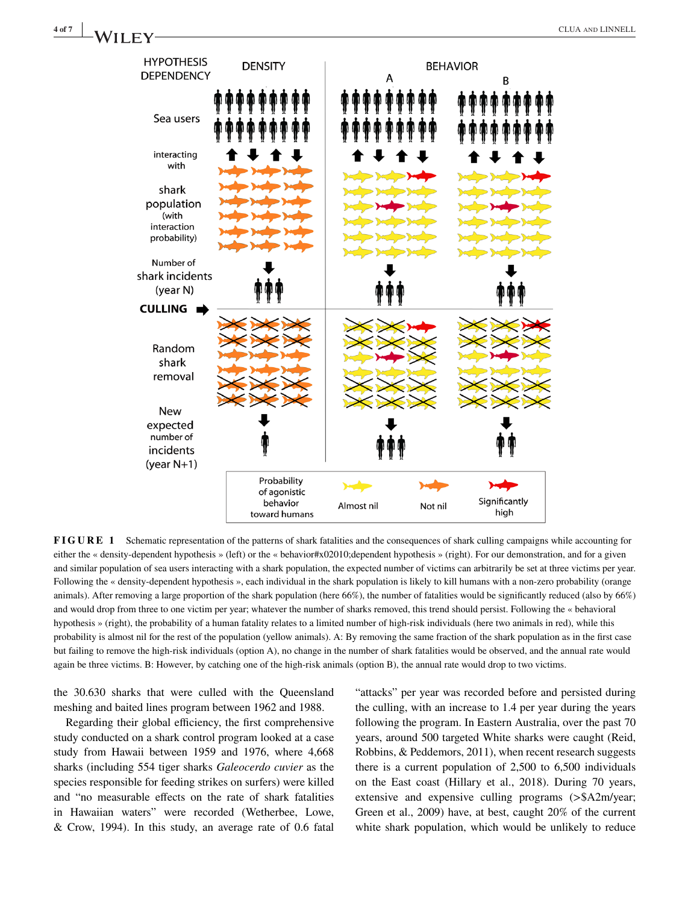**FIGURE 1** Schematic representation of the patterns of shark fatalities and the consequences of shark culling campaigns while accounting for either the « density-dependent hypothesis » (left) or the « behavior#x02010;dependent hypothesis » (right). For our demonstration, and for a given and similar population of sea users interacting with a shark population, the expected number of victims can arbitrarily be set at three victims per year. Following the « density-dependent hypothesis », each individual in the shark population is likely to kill humans with a non-zero probability (orange animals). After removing a large proportion of the shark population (here 66%), the number of fatalities should be significantly reduced (also by 66%) and would drop from three to one victim per year; whatever the number of sharks removed, this trend should persist. Following the « behavioral hypothesis » (right), the probability of a human fatality relates to a limited number of high-risk individuals (here two animals in red), while this probability is almost nil for the rest of the population (yellow animals). A: By removing the same fraction of the shark population as in the first case but failing to remove the high-risk individuals (option A), no change in the number of shark fatalities would be observed, and the annual rate would again be three victims. B: However, by catching one of the high-risk animals (option B), the annual rate would drop to two victims.

the 30.630 sharks that were culled with the Queensland meshing and baited lines program between 1962 and 1988.

Regarding their global efficiency, the first comprehensive study conducted on a shark control program looked at a case study from Hawaii between 1959 and 1976, where 4,668 sharks (including 554 tiger sharks *Galeocerdo cuvier* as the species responsible for feeding strikes on surfers) were killed and "no measurable effects on the rate of shark fatalities in Hawaiian waters" were recorded (Wetherbee, Lowe, & Crow, 1994). In this study, an average rate of 0.6 fatal "attacks" per year was recorded before and persisted during the culling, with an increase to 1.4 per year during the years following the program. In Eastern Australia, over the past 70 years, around 500 targeted White sharks were caught (Reid, Robbins, & Peddemors, 2011), when recent research suggests there is a current population of 2,500 to 6,500 individuals on the East coast (Hillary et al., 2018). During 70 years, extensive and expensive culling programs (>$A2m/year; Green et al., 2009) have, at best, caught 20% of the current white shark population, which would be unlikely to reduce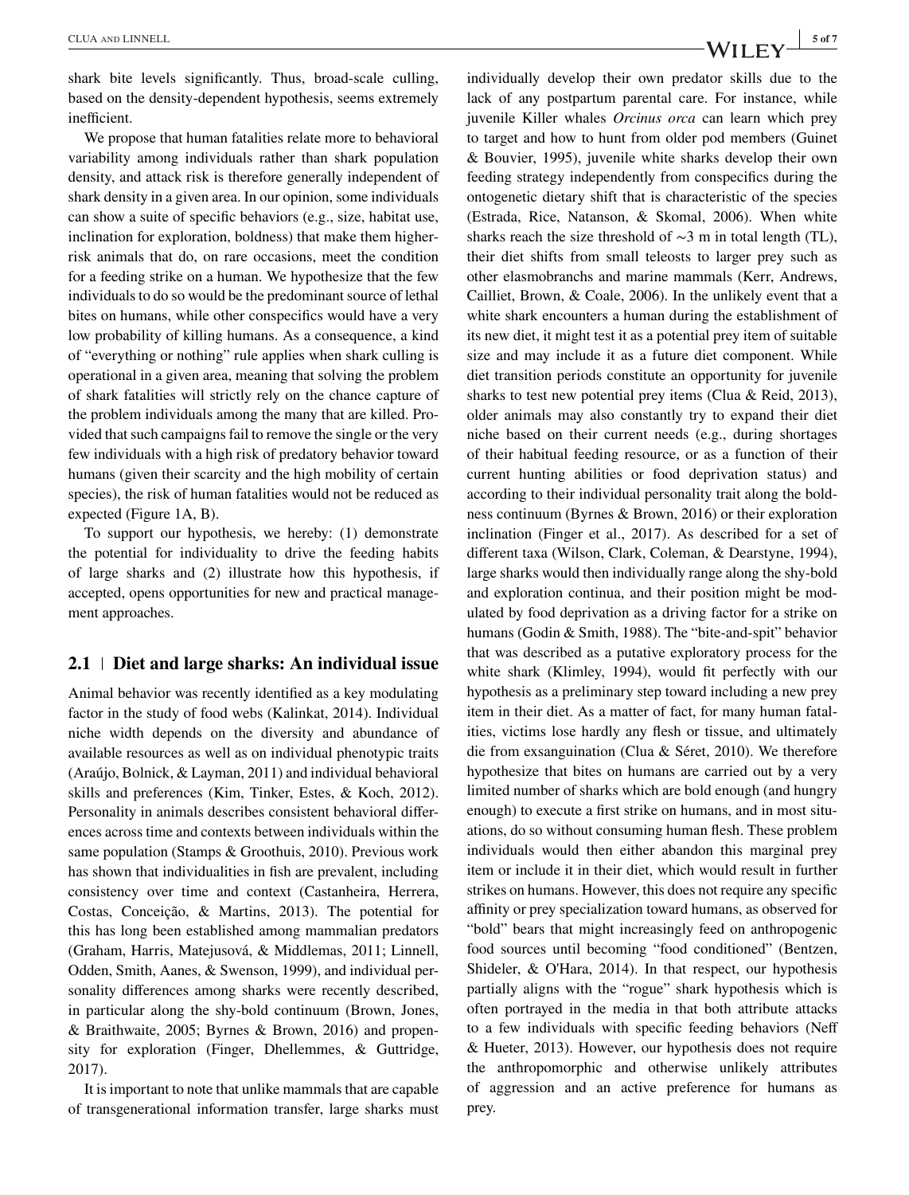shark bite levels significantly. Thus, broad-scale culling, based on the density-dependent hypothesis, seems extremely inefficient.

We propose that human fatalities relate more to behavioral variability among individuals rather than shark population density, and attack risk is therefore generally independent of shark density in a given area. In our opinion, some individuals can show a suite of specific behaviors (e.g., size, habitat use, inclination for exploration, boldness) that make them higher-risk animals that do, on rare occasions, meet the condition for a feeding strike on a human. We hypothesize that the few individuals to do so would be the predominant source of lethal bites on humans, while other conspecifics would have a very low probability of killing humans. As a consequence, a kind of "everything or nothing" rule applies when shark culling is operational in a given area, meaning that solving the problem of shark fatalities will strictly rely on the chance capture of the problem individuals among the many that are killed. Provided that such campaigns fail to remove the single or the very few individuals with a high risk of predatory behavior toward humans (given their scarcity and the high mobility of certain species), the risk of human fatalities would not be reduced as expected (Figure 1A, B).

To support our hypothesis, we hereby: (1) demonstrate the potential for individuality to drive the feeding habits of large sharks and (2) illustrate how this hypothesis, if accepted, opens opportunities for new and practical management approaches.

## 2.1 | Diet and large sharks: An individual issue

Animal behavior was recently identified as a key modulating factor in the study of food webs (Kalinkat, 2014). Individual niche width depends on the diversity and abundance of available resources as well as on individual phenotypic traits (Araújo, Bolnick, & Layman, 2011) and individual behavioral skills and preferences (Kim, Tinker, Estes, & Koch, 2012). Personality in animals describes consistent behavioral differences across time and contexts between individuals within the same population (Stamps & Groothuis, 2010). Previous work has shown that individualities in fish are prevalent, including consistency over time and context (Castanheira, Herrera, Costas, Conceição, & Martins, 2013). The potential for this has long been established among mammalian predators (Graham, Harris, Matejusová, & Middlemas, 2011; Linnell, Odden, Smith, Aanes, & Swenson, 1999), and individual personality differences among sharks were recently described, in particular along the shy-bold continuum (Brown, Jones, & Braithwaite, 2005; Byrnes & Brown, 2016) and propensity for exploration (Finger, Dhellemmes, & Guttridge, 2017).

It is important to note that unlike mammals that are capable of transgenerational information transfer, large sharks must individually develop their own predator skills due to the lack of any postpartum parental care. For instance, while juvenile Killer whales *Orcinus orca* can learn which prey to target and how to hunt from older pod members (Guinet & Bouvier, 1995), juvenile white sharks develop their own feeding strategy independently from conspecifics during the ontogenetic dietary shift that is characteristic of the species (Estrada, Rice, Natanson, & Skomal, 2006). When white sharks reach the size threshold of ∼3 m in total length (TL), their diet shifts from small teleosts to larger prey such as other elasmobranchs and marine mammals (Kerr, Andrews, Cailliet, Brown, & Coale, 2006). In the unlikely event that a white shark encounters a human during the establishment of its new diet, it might test it as a potential prey item of suitable size and may include it as a future diet component. While diet transition periods constitute an opportunity for juvenile sharks to test new potential prey items (Clua & Reid, 2013), older animals may also constantly try to expand their diet niche based on their current needs (e.g., during shortages of their habitual feeding resource, or as a function of their current hunting abilities or food deprivation status) and according to their individual personality trait along the boldness continuum (Byrnes & Brown, 2016) or their exploration inclination (Finger et al., 2017). As described for a set of different taxa (Wilson, Clark, Coleman, & Dearstyne, 1994), large sharks would then individually range along the shy-bold and exploration continua, and their position might be modulated by food deprivation as a driving factor for a strike on humans (Godin & Smith, 1988). The "bite-and-spit" behavior that was described as a putative exploratory process for the white shark (Klimley, 1994), would fit perfectly with our hypothesis as a preliminary step toward including a new prey item in their diet. As a matter of fact, for many human fatalities, victims lose hardly any flesh or tissue, and ultimately die from exsanguination (Clua & Séret, 2010). We therefore hypothesize that bites on humans are carried out by a very limited number of sharks which are bold enough (and hungry enough) to execute a first strike on humans, and in most situations, do so without consuming human flesh. These problem individuals would then either abandon this marginal prey item or include it in their diet, which would result in further strikes on humans. However, this does not require any specific affinity or prey specialization toward humans, as observed for "bold" bears that might increasingly feed on anthropogenic food sources until becoming "food conditioned" (Bentzen, Shideler, & O'Hara, 2014). In that respect, our hypothesis partially aligns with the "rogue" shark hypothesis which is often portrayed in the media in that both attribute attacks to a few individuals with specific feeding behaviors (Neff & Hueter, 2013). However, our hypothesis does not require the anthropomorphic and otherwise unlikely attributes of aggression and an active preference for humans as prey.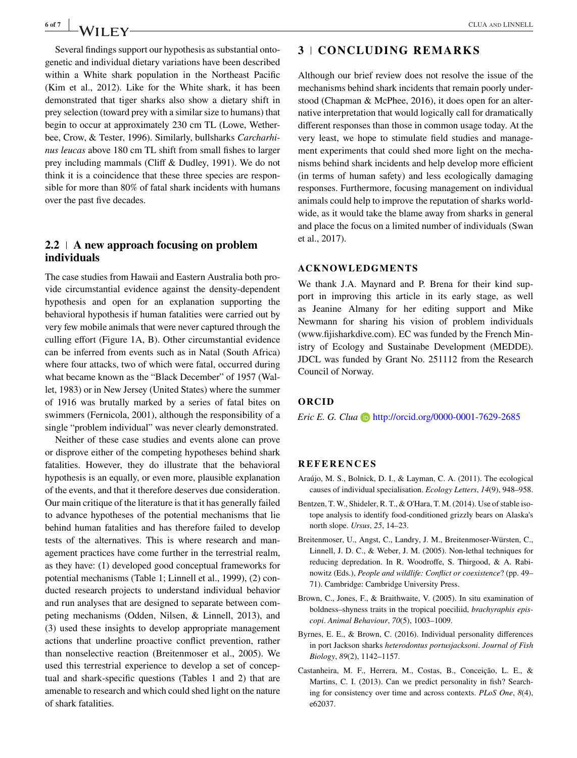Several findings support our hypothesis as substantial ontogenetic and individual dietary variations have been described within a White shark population in the Northeast Pacific (Kim et al., 2012). Like for the White shark, it has been demonstrated that tiger sharks also show a dietary shift in prey selection (toward prey with a similar size to humans) that begin to occur at approximately 230 cm TL (Lowe, Wetherbee, Crow, & Tester, 1996). Similarly, bullsharks *Carcharhinus leucas* above 180 cm TL shift from small fishes to larger prey including mammals (Cliff & Dudley, 1991). We do not think it is a coincidence that these three species are responsible for more than 80% of fatal shark incidents with humans over the past five decades.

### 2.2 | A new approach focusing on problem individuals

The case studies from Hawaii and Eastern Australia both provide circumstantial evidence against the density-dependent hypothesis and open for an explanation supporting the behavioral hypothesis if human fatalities were carried out by very few mobile animals that were never captured through the culling effort (Figure 1A, B). Other circumstantial evidence can be inferred from events such as in Natal (South Africa) where four attacks, two of which were fatal, occurred during what became known as the "Black December" of 1957 (Wallet, 1983) or in New Jersey (United States) where the summer of 1916 was brutally marked by a series of fatal bites on swimmers (Fernicola, 2001), although the responsibility of a single "problem individual" was never clearly demonstrated.

Neither of these case studies and events alone can prove or disprove either of the competing hypotheses behind shark fatalities. However, they do illustrate that the behavioral hypothesis is an equally, or even more, plausible explanation of the events, and that it therefore deserves due consideration. Our main critique of the literature is that it has generally failed to advance hypotheses of the potential mechanisms that lie behind human fatalities and has therefore failed to develop tests of the alternatives. This is where research and management practices have come further in the terrestrial realm, as they have: (1) developed good conceptual frameworks for potential mechanisms (Table 1; Linnell et al., 1999), (2) conducted research projects to understand individual behavior and run analyses that are designed to separate between competing mechanisms (Odden, Nilsen, & Linnell, 2013), and (3) used these insights to develop appropriate management actions that underline proactive conflict prevention, rather than nonselective reaction (Breitenmoser et al., 2005). We used this terrestrial experience to develop a set of conceptual and shark-specific questions (Tables 1 and 2) that are amenable to research and which could shed light on the nature of shark fatalities.

## 3 | CONCLUDING REMARKS

Although our brief review does not resolve the issue of the mechanisms behind shark incidents that remain poorly understood (Chapman & McPhee, 2016), it does open for an alternative interpretation that would logically call for dramatically different responses than those in common usage today. At the very least, we hope to stimulate field studies and management experiments that could shed more light on the mechanisms behind shark incidents and help develop more efficient (in terms of human safety) and less ecologically damaging responses. Furthermore, focusing management on individual animals could help to improve the reputation of sharks worldwide, as it would take the blame away from sharks in general and place the focus on a limited number of individuals (Swan et al., 2017).

## ACKNOWLEDGMENTS

We thank J.A. Maynard and P. Brena for their kind support in improving this article in its early stage, as well as Jeanine Almany for her editing support and Mike Newmann for sharing his vision of problem individuals (www.fijisharkdive.com). EC was funded by the French Ministry of Ecology and Sustainabe Development (MEDDE). JDCL was funded by Grant No. 251112 from the Research Council of Norway.

## ORCID

*Eric E. G. Clua* http://orcid.org/0000-0001-7629-2685

## REFERENCES

Araújo, M. S., Bolnick, D. I., & Layman, C. A. (2011). The ecological causes of individual specialisation. *Ecology Letters*, *14*(9), 948–958.

Bentzen, T. W., Shideler, R. T., & O'Hara, T. M. (2014). Use of stable isotope analysis to identify food-conditioned grizzly bears on Alaska's north slope. *Ursus*, *25*, 14–23.

Breitenmoser, U., Angst, C., Landry, J. M., Breitenmoser-Würsten, C., Linnell, J. D. C., & Weber, J. M. (2005). Non-lethal techniques for reducing depredation. In R. Woodroffe, S. Thirgood, & A. Rabinowitz (Eds.), *People and wildlife: Conflict or coexistence*? (pp. 49–71). Cambridge: Cambridge University Press.

Brown, C., Jones, F., & Braithwaite, V. (2005). In situ examination of boldness–shyness traits in the tropical poeciliid, *brachyraphis episcopi*. *Animal Behaviour*, *70*(5), 1003–1009.

Byrnes, E. E., & Brown, C. (2016). Individual personality differences in port Jackson sharks *heterodontus portusjacksoni*. *Journal of Fish Biology*, *89*(2), 1142–1157.

Castanheira, M. F., Herrera, M., Costas, B., Conceição, L. E., & Martins, C. I. (2013). Can we predict personality in fish? Searching for consistency over time and across contexts. *PLoS One*, *8*(4), e62037.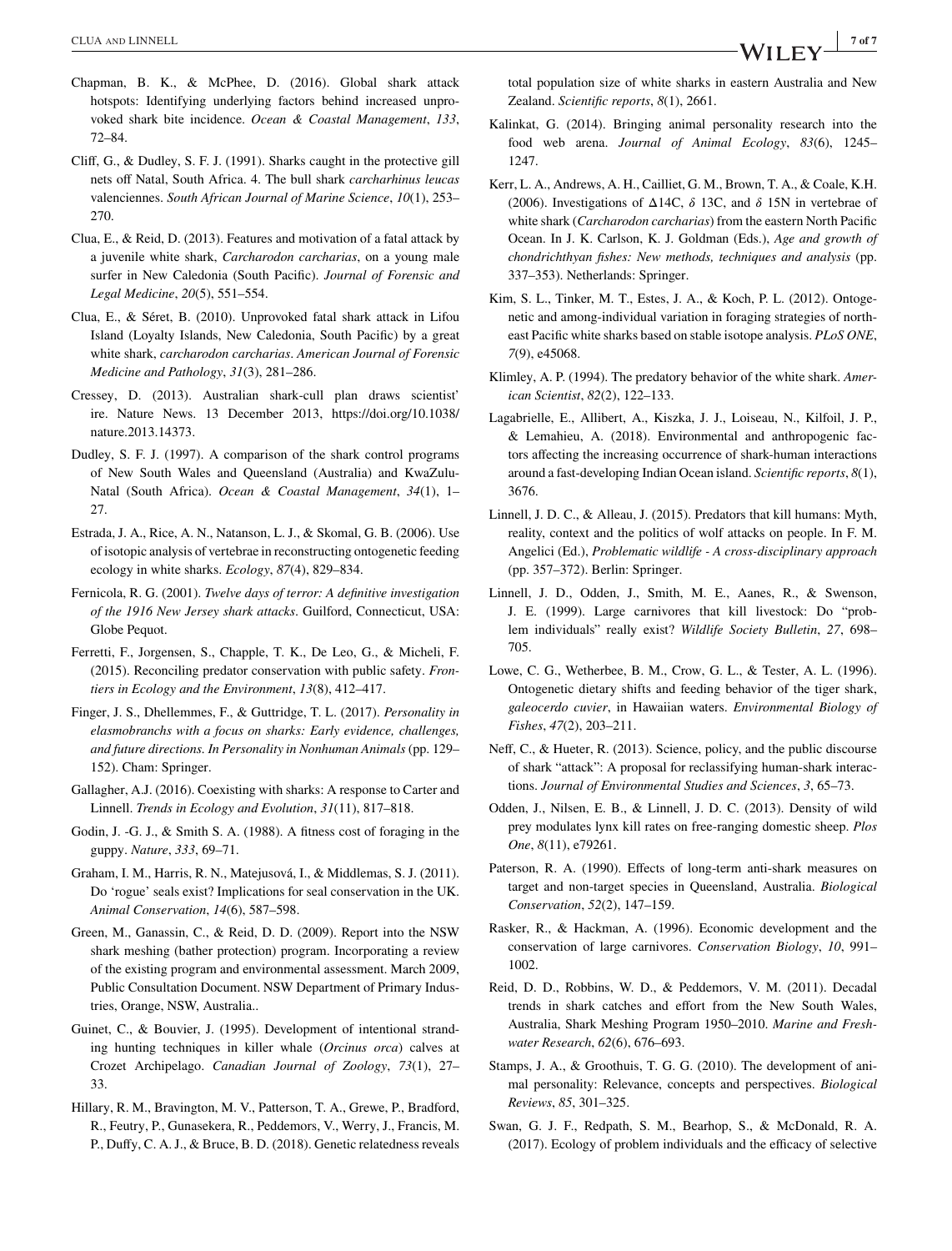Chapman, B. K., & McPhee, D. (2016). Global shark attack hotspots: Identifying underlying factors behind increased unprovoked shark bite incidence. *Ocean & Coastal Management*, *133*, 72–84.

Cliff, G., & Dudley, S. F. J. (1991). Sharks caught in the protective gill nets off Natal, South Africa. 4. The bull shark *carcharhinus leucas* valenciennes. *South African Journal of Marine Science*, *10*(1), 253–270.

Clua, E., & Reid, D. (2013). Features and motivation of a fatal attack by a juvenile white shark, *Carcharodon carcharias*, on a young male surfer in New Caledonia (South Pacific). *Journal of Forensic and Legal Medicine*, *20*(5), 551–554.

Clua, E., & Séret, B. (2010). Unprovoked fatal shark attack in Lifou Island (Loyalty Islands, New Caledonia, South Pacific) by a great white shark, *carcharodon carcharias*. *American Journal of Forensic Medicine and Pathology*, *31*(3), 281–286.

Cressey, D. (2013). Australian shark-cull plan draws scientist' ire. Nature News. 13 December 2013, https://doi.org/10.1038/nature.2013.14373.

Dudley, S. F. J. (1997). A comparison of the shark control programs of New South Wales and Queensland (Australia) and KwaZulu-Natal (South Africa). *Ocean & Coastal Management*, *34*(1), 1–27.

Estrada, J. A., Rice, A. N., Natanson, L. J., & Skomal, G. B. (2006). Use of isotopic analysis of vertebrae in reconstructing ontogenetic feeding ecology in white sharks. *Ecology*, *87*(4), 829–834.

Fernicola, R. G. (2001). *Twelve days of terror: A definitive investigation of the 1916 New Jersey shark attacks*. Guilford, Connecticut, USA: Globe Pequot.

Ferretti, F., Jorgensen, S., Chapple, T. K., De Leo, G., & Micheli, F. (2015). Reconciling predator conservation with public safety. *Frontiers in Ecology and the Environment*, *13*(8), 412–417.

Finger, J. S., Dhellemmes, F., & Guttridge, T. L. (2017). *Personality in elasmobranchs with a focus on sharks: Early evidence, challenges, and future directions. In Personality in Nonhuman Animals* (pp. 129–152). Cham: Springer.

Gallagher, A.J. (2016). Coexisting with sharks: A response to Carter and Linnell. *Trends in Ecology and Evolution*, *31*(11), 817–818.

Godin, J. -G. J., & Smith S. A. (1988). A fitness cost of foraging in the guppy. *Nature*, *333*, 69–71.

Graham, I. M., Harris, R. N., Matejusová, I., & Middlemas, S. J. (2011). Do 'rogue' seals exist? Implications for seal conservation in the UK. *Animal Conservation*, *14*(6), 587–598.

Green, M., Ganassin, C., & Reid, D. D. (2009). Report into the NSW shark meshing (bather protection) program. Incorporating a review of the existing program and environmental assessment. March 2009, Public Consultation Document. NSW Department of Primary Industries, Orange, NSW, Australia..

Guinet, C., & Bouvier, J. (1995). Development of intentional stranding hunting techniques in killer whale (*Orcinus orca*) calves at Crozet Archipelago. *Canadian Journal of Zoology*, *73*(1), 27–33.

Hillary, R. M., Bravington, M. V., Patterson, T. A., Grewe, P., Bradford, R., Feutry, P., Gunasekera, R., Peddemors, V., Werry, J., Francis, M. P., Duffy, C. A. J., & Bruce, B. D. (2018). Genetic relatedness reveals total population size of white sharks in eastern Australia and New Zealand. *Scientific reports*, *8*(1), 2661.

Kalinkat, G. (2014). Bringing animal personality research into the food web arena. *Journal of Animal Ecology*, *83*(6), 1245–1247.

Kerr, L. A., Andrews, A. H., Cailliet, G. M., Brown, T. A., & Coale, K.H. (2006). Investigations of $\Delta$14C, $\delta$ 13C, and $\delta$ 15N in vertebrae of white shark (*Carcharodon carcharias*) from the eastern North Pacific Ocean. In J. K. Carlson, K. J. Goldman (Eds.), *Age and growth of chondrichthyan fishes: New methods, techniques and analysis* (pp. 337–353). Netherlands: Springer.

Kim, S. L., Tinker, M. T., Estes, J. A., & Koch, P. L. (2012). Ontogenetic and among-individual variation in foraging strategies of northeast Pacific white sharks based on stable isotope analysis. *PLoS ONE*, *7*(9), e45068.

Klimley, A. P. (1994). The predatory behavior of the white shark. *American Scientist*, *82*(2), 122–133.

Lagabrielle, E., Allibert, A., Kiszka, J. J., Loiseau, N., Kilfoil, J. P., & Lemahieu, A. (2018). Environmental and anthropogenic factors affecting the increasing occurrence of shark-human interactions around a fast-developing Indian Ocean island. *Scientific reports*, *8*(1), 3676.

Linnell, J. D. C., & Alleau, J. (2015). Predators that kill humans: Myth, reality, context and the politics of wolf attacks on people. In F. M. Angelici (Ed.), *Problematic wildlife - A cross-disciplinary approach* (pp. 357–372). Berlin: Springer.

Linnell, J. D., Odden, J., Smith, M. E., Aanes, R., & Swenson, J. E. (1999). Large carnivores that kill livestock: Do "problem individuals" really exist? *Wildlife Society Bulletin*, *27*, 698–705.

Lowe, C. G., Wetherbee, B. M., Crow, G. L., & Tester, A. L. (1996). Ontogenetic dietary shifts and feeding behavior of the tiger shark, *galeocerdo cuvier*, in Hawaiian waters. *Environmental Biology of Fishes*, *47*(2), 203–211.

Neff, C., & Hueter, R. (2013). Science, policy, and the public discourse of shark "attack": A proposal for reclassifying human-shark interactions. *Journal of Environmental Studies and Sciences*, *3*, 65–73.

Odden, J., Nilsen, E. B., & Linnell, J. D. C. (2013). Density of wild prey modulates lynx kill rates on free-ranging domestic sheep. *Plos One*, *8*(11), e79261.

Paterson, R. A. (1990). Effects of long-term anti-shark measures on target and non-target species in Queensland, Australia. *Biological Conservation*, *52*(2), 147–159.

Rasker, R., & Hackman, A. (1996). Economic development and the conservation of large carnivores. *Conservation Biology*, *10*, 991–1002.

Reid, D. D., Robbins, W. D., & Peddemors, V. M. (2011). Decadal trends in shark catches and effort from the New South Wales, Australia, Shark Meshing Program 1950–2010. *Marine and Freshwater Research*, *62*(6), 676–693.

Stamps, J. A., & Groothuis, T. G. G. (2010). The development of animal personality: Relevance, concepts and perspectives. *Biological Reviews*, *85*, 301–325.

Swan, G. J. F., Redpath, S. M., Bearhop, S., & McDonald, R. A. (2017). Ecology of problem individuals and the efficacy of selective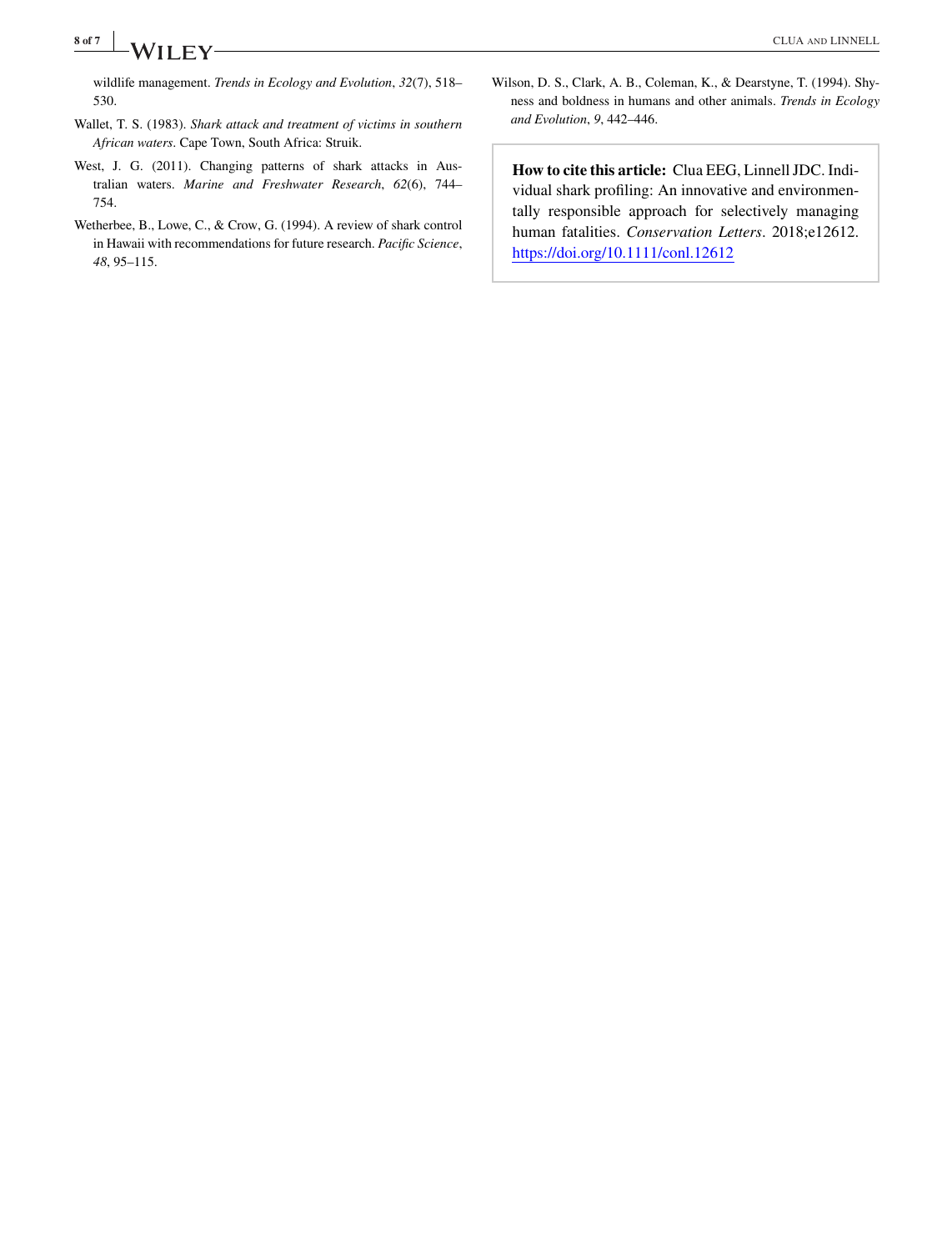wildlife management. *Trends in Ecology and Evolution*, *32*(7), 518–530.

Wallet, T. S. (1983). *Shark attack and treatment of victims in southern African waters*. Cape Town, South Africa: Struik.

West, J. G. (2011). Changing patterns of shark attacks in Australian waters. *Marine and Freshwater Research*, *62*(6), 744–754.

Wetherbee, B., Lowe, C., & Crow, G. (1994). A review of shark control in Hawaii with recommendations for future research. *Pacific Science*, *48*, 95–115.

Wilson, D. S., Clark, A. B., Coleman, K., & Dearstyne, T. (1994). Shyness and boldness in humans and other animals. *Trends in Ecology and Evolution*, *9*, 442–446.

**How to cite this article:** Clua EEG, Linnell JDC. Individual shark profiling: An innovative and environmentally responsible approach for selectively managing human fatalities. *Conservation Letters*. 2018;e12612. https://doi.org/10.1111/conl.12612